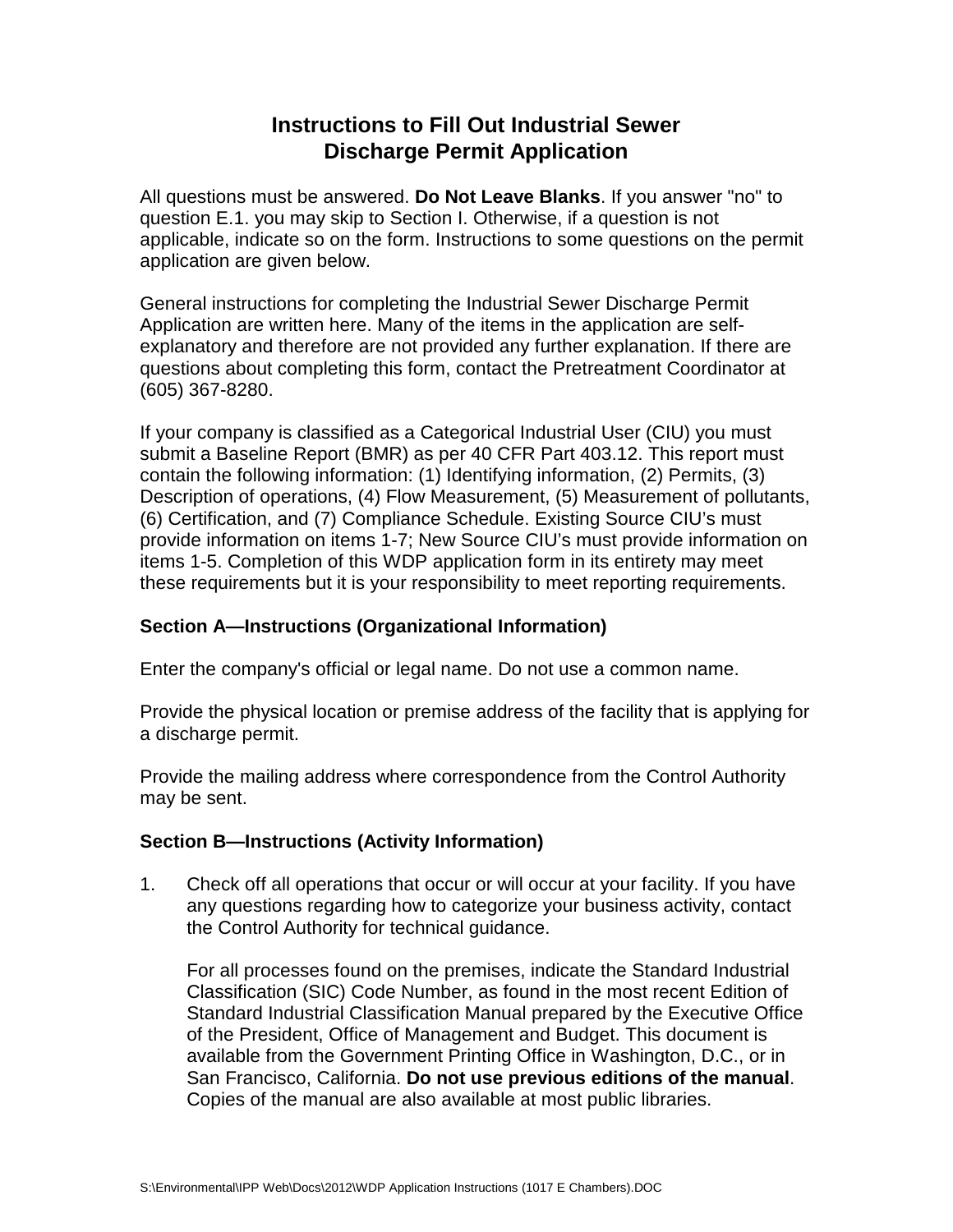# Instructions to Fill Out Industrial Sewer Discharge Permit Application

All questions must be answered. **Do Not Leave Blanks**. If you answer "no" to question E.1. you may skip to Section I. Otherwise, if a question is not applicable, indicate so on the form. Instructions to some questions on the permit application are given below.

General instructions for completing the Industrial Sewer Discharge Permit Application are written here. Many of the items in the application are self-explanatory and therefore are not provided any further explanation. If there are questions about completing this form, contact the Pretreatment Coordinator at (605) 367-8280.

If your company is classified as a Categorical Industrial User (CIU) you must submit a Baseline Report (BMR) as per 40 CFR Part 403.12. This report must contain the following information: (1) Identifying information, (2) Permits, (3) Description of operations, (4) Flow Measurement, (5) Measurement of pollutants, (6) Certification, and (7) Compliance Schedule. Existing Source CIU's must provide information on items 1-7; New Source CIU's must provide information on items 1-5. Completion of this WDP application form in its entirety may meet these requirements but it is your responsibility to meet reporting requirements.

### Section A—Instructions (Organizational Information)

Enter the company's official or legal name. Do not use a common name.

Provide the physical location or premise address of the facility that is applying for a discharge permit.

Provide the mailing address where correspondence from the Control Authority may be sent.

### Section B—Instructions (Activity Information)

1. Check off all operations that occur or will occur at your facility. If you have any questions regarding how to categorize your business activity, contact the Control Authority for technical guidance.

   For all processes found on the premises, indicate the Standard Industrial Classification (SIC) Code Number, as found in the most recent Edition of Standard Industrial Classification Manual prepared by the Executive Office of the President, Office of Management and Budget. This document is available from the Government Printing Office in Washington, D.C., or in San Francisco, California. **Do not use previous editions of the manual**. Copies of the manual are also available at most public libraries.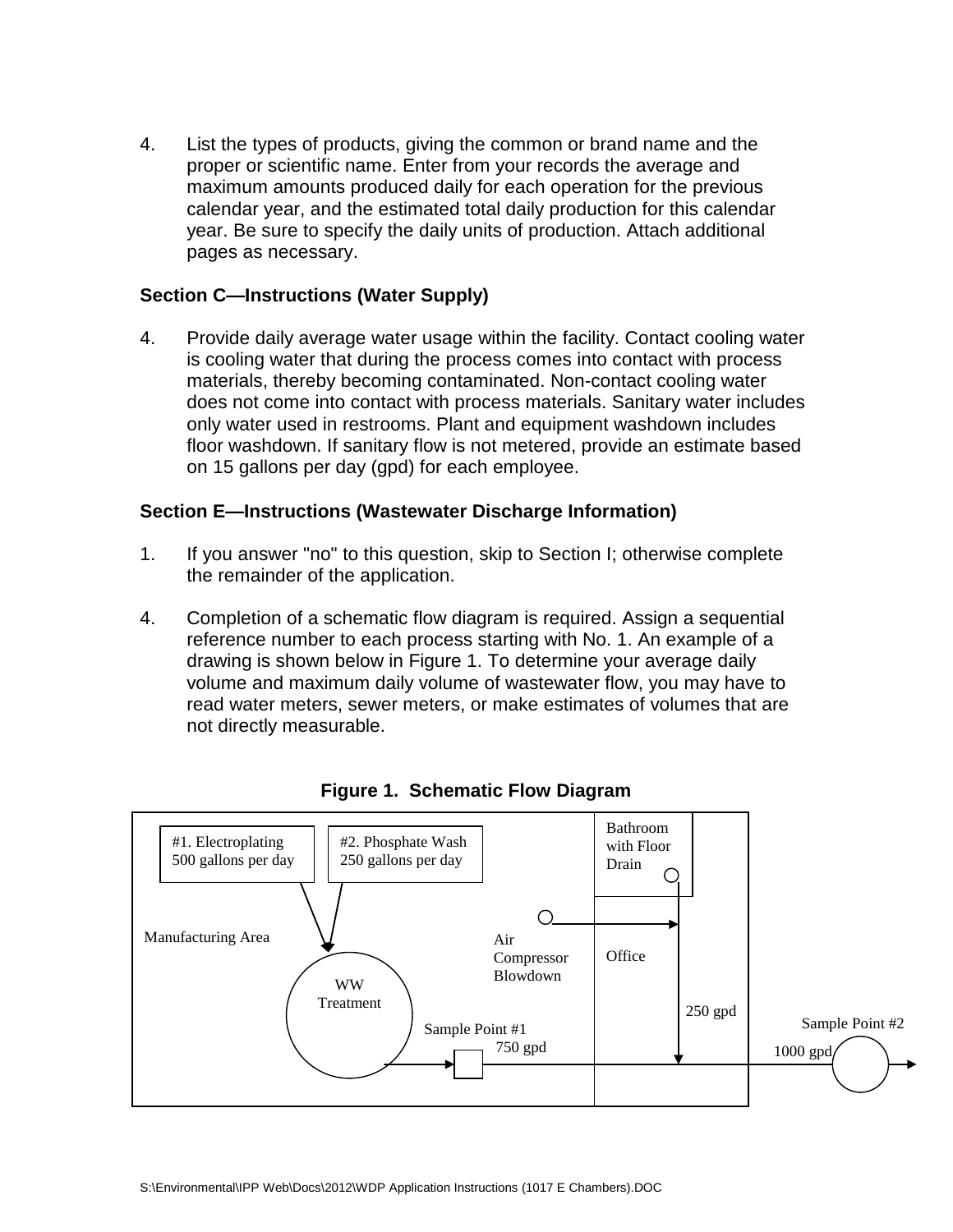4. List the types of products, giving the common or brand name and the proper or scientific name. Enter from your records the average and maximum amounts produced daily for each operation for the previous calendar year, and the estimated total daily production for this calendar year. Be sure to specify the daily units of production. Attach additional pages as necessary.

### Section C—Instructions (Water Supply)

4. Provide daily average water usage within the facility. Contact cooling water is cooling water that during the process comes into contact with process materials, thereby becoming contaminated. Non-contact cooling water does not come into contact with process materials. Sanitary water includes only water used in restrooms. Plant and equipment washdown includes floor washdown. If sanitary flow is not metered, provide an estimate based on 15 gallons per day (gpd) for each employee.

### Section E—Instructions (Wastewater Discharge Information)

1. If you answer "no" to this question, skip to Section I; otherwise complete the remainder of the application.

4. Completion of a schematic flow diagram is required. Assign a sequential reference number to each process starting with No. 1. An example of a drawing is shown below in Figure 1. To determine your average daily volume and maximum daily volume of wastewater flow, you may have to read water meters, sewer meters, or make estimates of volumes that are not directly measurable.

**Figure 1. Schematic Flow Diagram**

#1. Electroplating 500 gallons per day

#2. Phosphate Wash 250 gallons per day

Bathroom with Floor Drain

Manufacturing Area

Air Compressor Blowdown

Office

WW Treatment

250 gpd

Sample Point #1

750 gpd

Sample Point #2

1000 gpd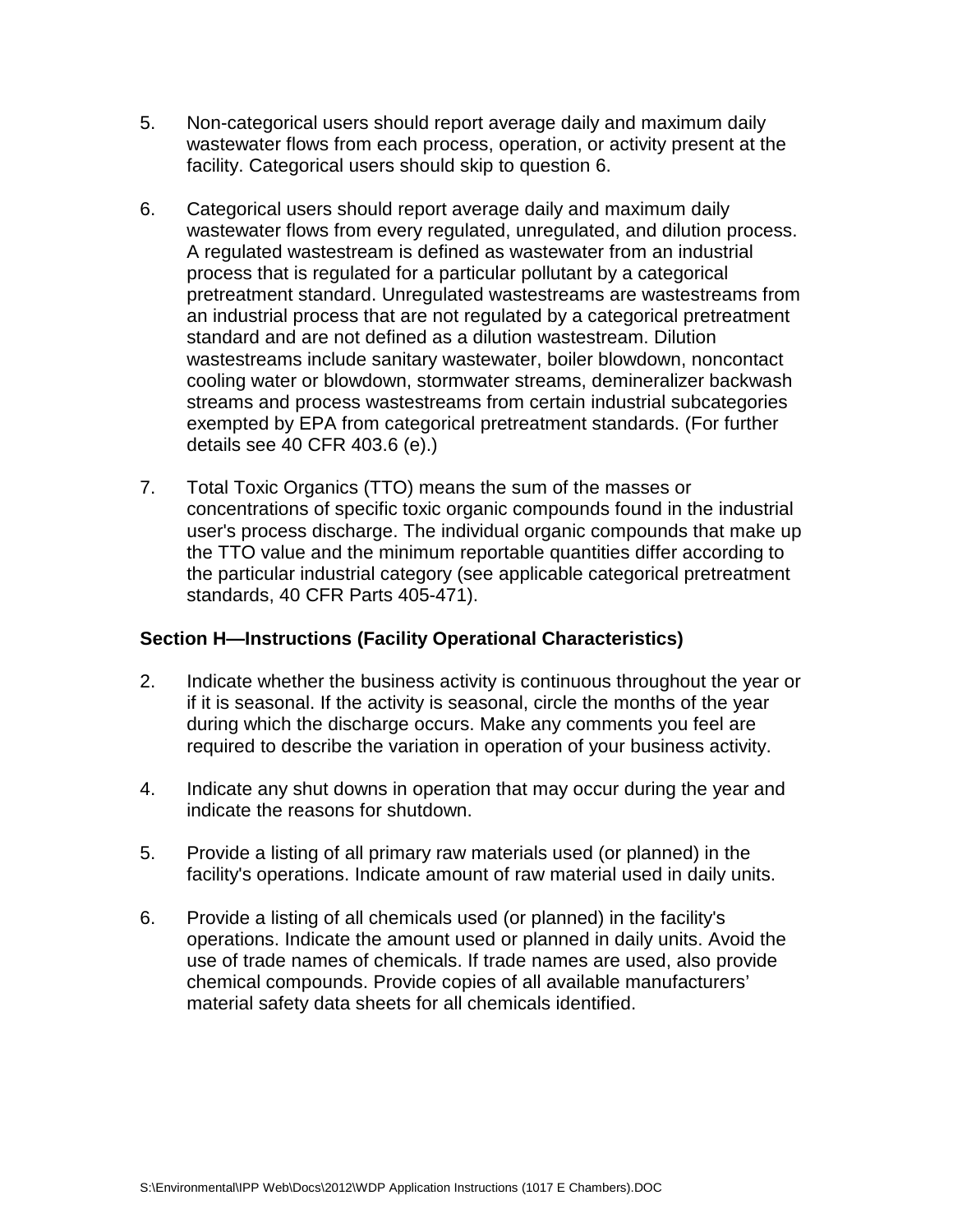5. Non-categorical users should report average daily and maximum daily wastewater flows from each process, operation, or activity present at the facility. Categorical users should skip to question 6.

6. Categorical users should report average daily and maximum daily wastewater flows from every regulated, unregulated, and dilution process. A regulated wastestream is defined as wastewater from an industrial process that is regulated for a particular pollutant by a categorical pretreatment standard. Unregulated wastestreams are wastestreams from an industrial process that are not regulated by a categorical pretreatment standard and are not defined as a dilution wastestream. Dilution wastestreams include sanitary wastewater, boiler blowdown, noncontact cooling water or blowdown, stormwater streams, demineralizer backwash streams and process wastestreams from certain industrial subcategories exempted by EPA from categorical pretreatment standards. (For further details see 40 CFR 403.6 (e).)

7. Total Toxic Organics (TTO) means the sum of the masses or concentrations of specific toxic organic compounds found in the industrial user's process discharge. The individual organic compounds that make up the TTO value and the minimum reportable quantities differ according to the particular industrial category (see applicable categorical pretreatment standards, 40 CFR Parts 405-471).

### Section H—Instructions (Facility Operational Characteristics)

2. Indicate whether the business activity is continuous throughout the year or if it is seasonal. If the activity is seasonal, circle the months of the year during which the discharge occurs. Make any comments you feel are required to describe the variation in operation of your business activity.

4. Indicate any shut downs in operation that may occur during the year and indicate the reasons for shutdown.

5. Provide a listing of all primary raw materials used (or planned) in the facility's operations. Indicate amount of raw material used in daily units.

6. Provide a listing of all chemicals used (or planned) in the facility's operations. Indicate the amount used or planned in daily units. Avoid the use of trade names of chemicals. If trade names are used, also provide chemical compounds. Provide copies of all available manufacturers' material safety data sheets for all chemicals identified.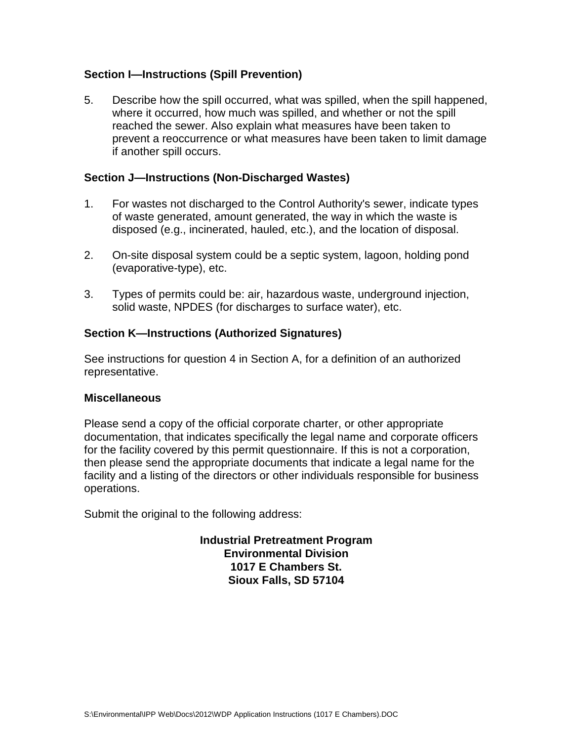### Section I—Instructions (Spill Prevention)

5. Describe how the spill occurred, what was spilled, when the spill happened, where it occurred, how much was spilled, and whether or not the spill reached the sewer. Also explain what measures have been taken to prevent a reoccurrence or what measures have been taken to limit damage if another spill occurs.

### Section J—Instructions (Non-Discharged Wastes)

1. For wastes not discharged to the Control Authority's sewer, indicate types of waste generated, amount generated, the way in which the waste is disposed (e.g., incinerated, hauled, etc.), and the location of disposal.

2. On-site disposal system could be a septic system, lagoon, holding pond (evaporative-type), etc.

3. Types of permits could be: air, hazardous waste, underground injection, solid waste, NPDES (for discharges to surface water), etc.

### Section K—Instructions (Authorized Signatures)

See instructions for question 4 in Section A, for a definition of an authorized representative.

### Miscellaneous

Please send a copy of the official corporate charter, or other appropriate documentation, that indicates specifically the legal name and corporate officers for the facility covered by this permit questionnaire. If this is not a corporation, then please send the appropriate documents that indicate a legal name for the facility and a listing of the directors or other individuals responsible for business operations.

Submit the original to the following address:

**Industrial Pretreatment Program**
**Environmental Division**
**1017 E Chambers St.**
**Sioux Falls, SD 57104**

S:\Environmental\IPP Web\Docs\2012\WDP Application Instructions (1017 E Chambers).DOC